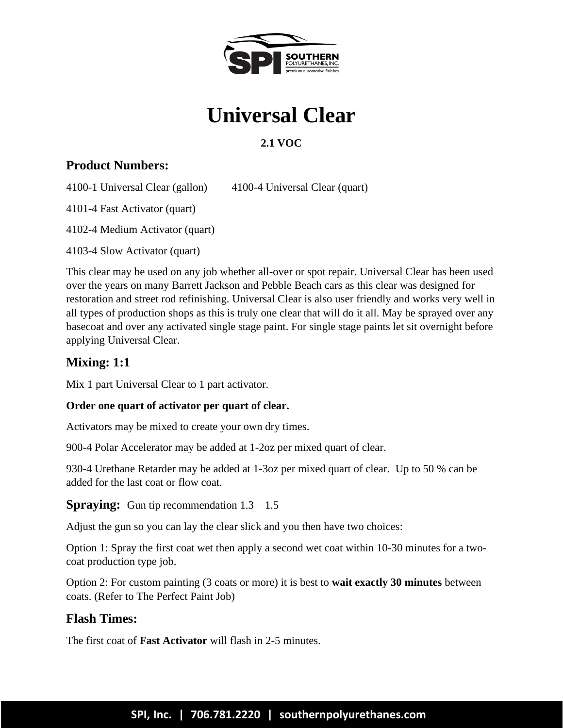# Universal Clear

**2.1 VOC**

## Product Numbers:

4100-1 Universal Clear (gallon)    4100-4 Universal Clear (quart)

4101-4 Fast Activator (quart)

4102-4 Medium Activator (quart)

4103-4 Slow Activator (quart)

This clear may be used on any job whether all-over or spot repair. Universal Clear has been used over the years on many Barrett Jackson and Pebble Beach cars as this clear was designed for restoration and street rod refinishing. Universal Clear is also user friendly and works very well in all types of production shops as this is truly one clear that will do it all. May be sprayed over any basecoat and over any activated single stage paint. For single stage paints let sit overnight before applying Universal Clear.

## Mixing: 1:1

Mix 1 part Universal Clear to 1 part activator.

**Order one quart of activator per quart of clear.**

Activators may be mixed to create your own dry times.

900-4 Polar Accelerator may be added at 1-2oz per mixed quart of clear.

930-4 Urethane Retarder may be added at 1-3oz per mixed quart of clear. Up to 50 % can be added for the last coat or flow coat.

## Spraying: 

Gun tip recommendation 1.3 – 1.5

Adjust the gun so you can lay the clear slick and you then have two choices:

Option 1: Spray the first coat wet then apply a second wet coat within 10-30 minutes for a two-coat production type job.

Option 2: For custom painting (3 coats or more) it is best to **wait exactly 30 minutes** between coats. (Refer to The Perfect Paint Job)

## Flash Times:

The first coat of **Fast Activator** will flash in 2-5 minutes.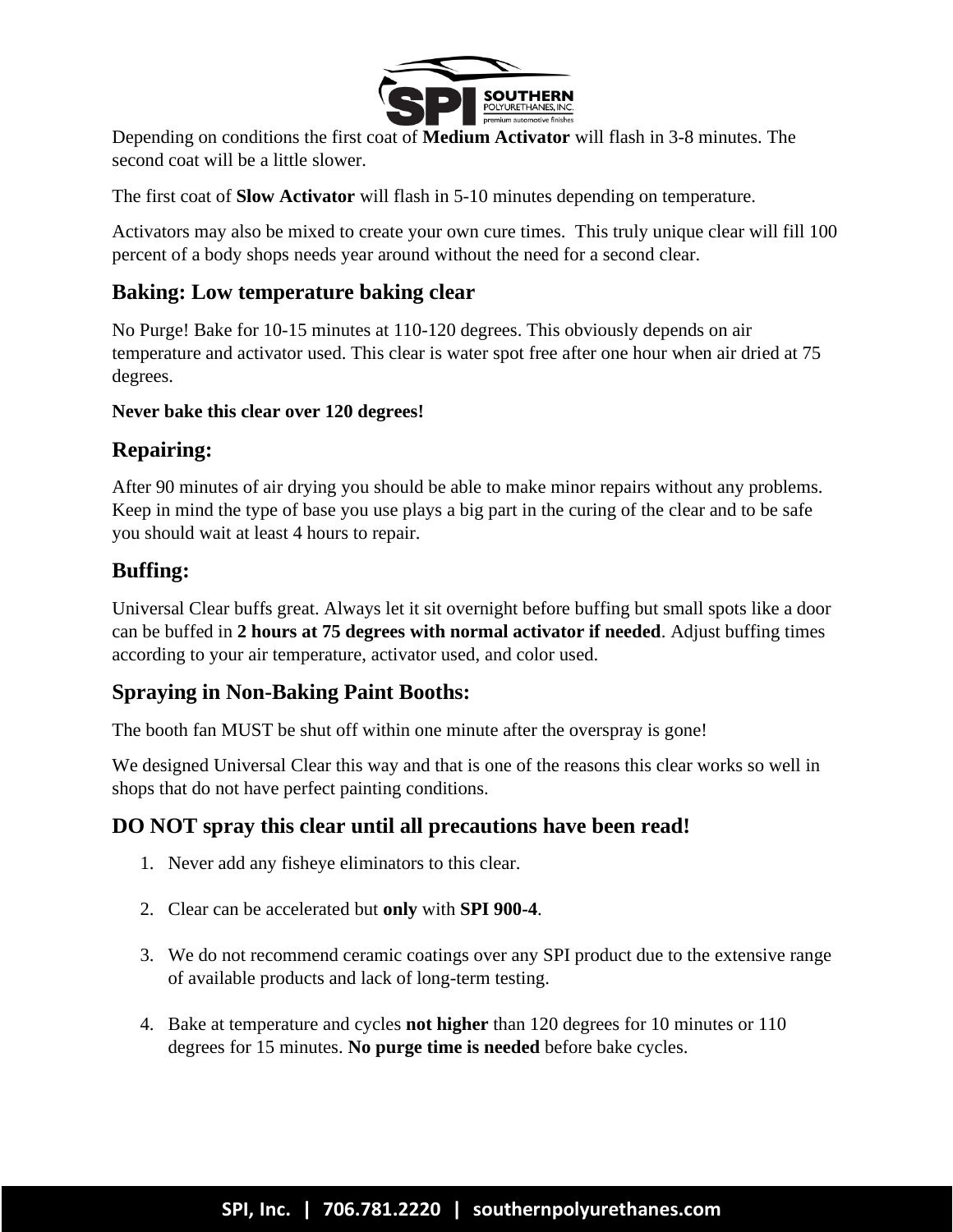Depending on conditions the first coat of **Medium Activator** will flash in 3-8 minutes. The second coat will be a little slower.

The first coat of **Slow Activator** will flash in 5-10 minutes depending on temperature.

Activators may also be mixed to create your own cure times. This truly unique clear will fill 100 percent of a body shops needs year around without the need for a second clear.

## Baking: Low temperature baking clear

No Purge! Bake for 10-15 minutes at 110-120 degrees. This obviously depends on air temperature and activator used. This clear is water spot free after one hour when air dried at 75 degrees.

**Never bake this clear over 120 degrees!**

## Repairing:

After 90 minutes of air drying you should be able to make minor repairs without any problems. Keep in mind the type of base you use plays a big part in the curing of the clear and to be safe you should wait at least 4 hours to repair.

## Buffing:

Universal Clear buffs great. Always let it sit overnight before buffing but small spots like a door can be buffed in **2 hours at 75 degrees with normal activator if needed**. Adjust buffing times according to your air temperature, activator used, and color used.

## Spraying in Non-Baking Paint Booths:

The booth fan MUST be shut off within one minute after the overspray is gone!

We designed Universal Clear this way and that is one of the reasons this clear works so well in shops that do not have perfect painting conditions.

## DO NOT spray this clear until all precautions have been read!

1. Never add any fisheye eliminators to this clear.
2. Clear can be accelerated but **only** with **SPI 900-4**.
3. We do not recommend ceramic coatings over any SPI product due to the extensive range of available products and lack of long-term testing.
4. Bake at temperature and cycles **not higher** than 120 degrees for 10 minutes or 110 degrees for 15 minutes. **No purge time is needed** before bake cycles.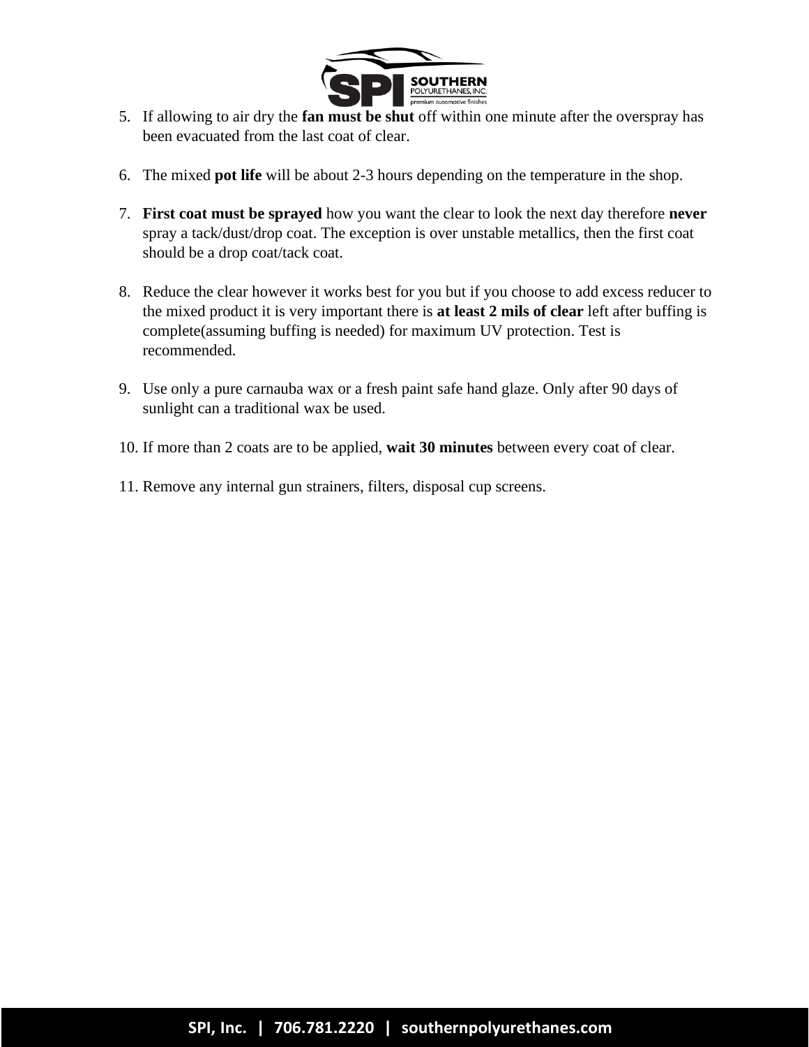5. If allowing to air dry the **fan must be shut** off within one minute after the overspray has been evacuated from the last coat of clear.

6. The mixed **pot life** will be about 2-3 hours depending on the temperature in the shop.

7. **First coat must be sprayed** how you want the clear to look the next day therefore **never** spray a tack/dust/drop coat. The exception is over unstable metallics, then the first coat should be a drop coat/tack coat.

8. Reduce the clear however it works best for you but if you choose to add excess reducer to the mixed product it is very important there is **at least 2 mils of clear** left after buffing is complete(assuming buffing is needed) for maximum UV protection. Test is recommended.

9. Use only a pure carnauba wax or a fresh paint safe hand glaze. Only after 90 days of sunlight can a traditional wax be used.

10. If more than 2 coats are to be applied, **wait 30 minutes** between every coat of clear.

11. Remove any internal gun strainers, filters, disposal cup screens.